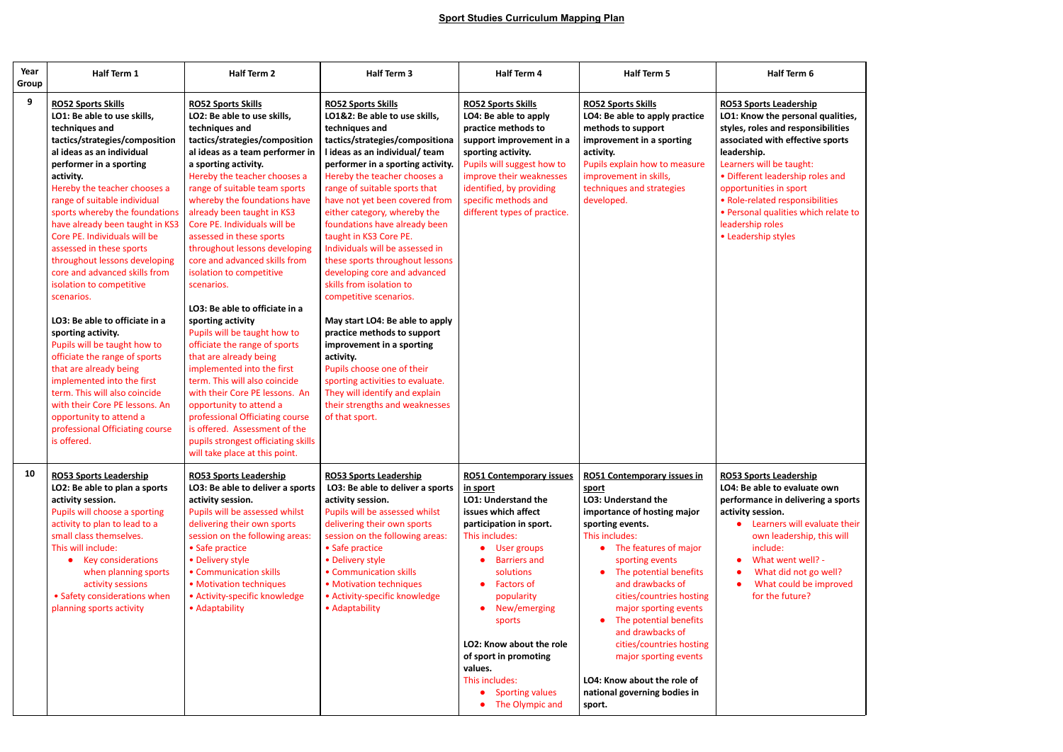# Sport Studies Curriculum Mapping Plan

| Year Group | Half Term 1 | Half Term 2 | Half Term 3 | Half Term 4 | Half Term 5 | Half Term 6 |
|---|---|---|---|---|---|---|
| 9 | **RO52 Sports Skills**<br>**LO1: Be able to use skills, techniques and tactics/strategies/compositional ideas as an individual performer in a sporting activity.**<br>Hereby the teacher chooses a range of suitable individual sports whereby the foundations have already been taught in KS3 Core PE. Individuals will be assessed in these sports throughout lessons developing core and advanced skills from isolation to competitive scenarios.<br><br>**LO3: Be able to officiate in a sporting activity.**<br>Pupils will be taught how to officiate the range of sports that are already being implemented into the first term. This will also coincide with their Core PE lessons. An opportunity to attend a professional Officiating course is offered. | **RO52 Sports Skills**<br>**LO2: Be able to use skills, techniques and tactics/strategies/compositional ideas as a team performer in a sporting activity.**<br>Hereby the teacher chooses a range of suitable team sports whereby the foundations have already been taught in KS3 Core PE. Individuals will be assessed in these sports throughout lessons developing core and advanced skills from isolation to competitive scenarios.<br><br>**LO3: Be able to officiate in a sporting activity**<br>Pupils will be taught how to officiate the range of sports that are already being implemented into the first term. This will also coincide with their Core PE lessons. An opportunity to attend a professional Officiating course is offered. Assessment of the pupils strongest officiating skills will take place at this point. | **RO52 Sports Skills**<br>**LO1&2: Be able to use skills, techniques and tactics/strategies/compositional ideas as an individual/ team performer in a sporting activity.**<br>Hereby the teacher chooses a range of suitable sports that have not yet been covered from either category, whereby the foundations have already been taught in KS3 Core PE. Individuals will be assessed in these sports throughout lessons developing core and advanced skills from isolation to competitive scenarios.<br><br>**May start LO4: Be able to apply practice methods to support improvement in a sporting activity.**<br>Pupils choose one of their sporting activities to evaluate. They will identify and explain their strengths and weaknesses of that sport. | **RO52 Sports Skills**<br>**LO4: Be able to apply practice methods to support improvement in a sporting activity.**<br>Pupils will suggest how to improve their weaknesses identified, by providing specific methods and different types of practice. | **RO52 Sports Skills**<br>**LO4: Be able to apply practice methods to support improvement in a sporting activity.**<br>Pupils explain how to measure improvement in skills, techniques and strategies developed. | **RO53 Sports Leadership**<br>**LO1: Know the personal qualities, styles, roles and responsibilities associated with effective sports leadership.**<br>Learners will be taught:<br>• Different leadership roles and opportunities in sport<br>• Role-related responsibilities<br>• Personal qualities which relate to leadership roles<br>• Leadership styles |
| 10 | **RO53 Sports Leadership**<br>**LO2: Be able to plan a sports activity session.**<br>Pupils will choose a sporting activity to plan to lead to a small class themselves.<br>This will include:<br>• Key considerations when planning sports activity sessions<br>• Safety considerations when planning sports activity | **RO53 Sports Leadership**<br>**LO3: Be able to deliver a sports activity session.**<br>Pupils will be assessed whilst delivering their own sports session on the following areas:<br>• Safe practice<br>• Delivery style<br>• Communication skills<br>• Motivation techniques<br>• Activity-specific knowledge<br>• Adaptability | **RO53 Sports Leadership**<br>**LO3: Be able to deliver a sports activity session.**<br>Pupils will be assessed whilst delivering their own sports session on the following areas:<br>• Safe practice<br>• Delivery style<br>• Communication skills<br>• Motivation techniques<br>• Activity-specific knowledge<br>• Adaptability | **RO51 Contemporary issues in sport**<br>**LO1: Understand the issues which affect participation in sport.**<br>This includes:<br>• User groups<br>• Barriers and solutions<br>• Factors of popularity<br>• New/emerging sports<br><br>**LO2: Know about the role of sport in promoting values.**<br>This includes:<br>• Sporting values<br>• The Olympic and | **RO51 Contemporary issues in sport**<br>**LO3: Understand the importance of hosting major sporting events.**<br>This includes:<br>• The features of major sporting events<br>• The potential benefits and drawbacks of cities/countries hosting major sporting events<br>• The potential benefits and drawbacks of cities/countries hosting major sporting events<br><br>**LO4: Know about the role of national governing bodies in sport.** | **RO53 Sports Leadership**<br>**LO4: Be able to evaluate own performance in delivering a sports activity session.**<br>• Learners will evaluate their own leadership, this will include:<br>• What went well? -<br>• What did not go well?<br>• What could be improved for the future? |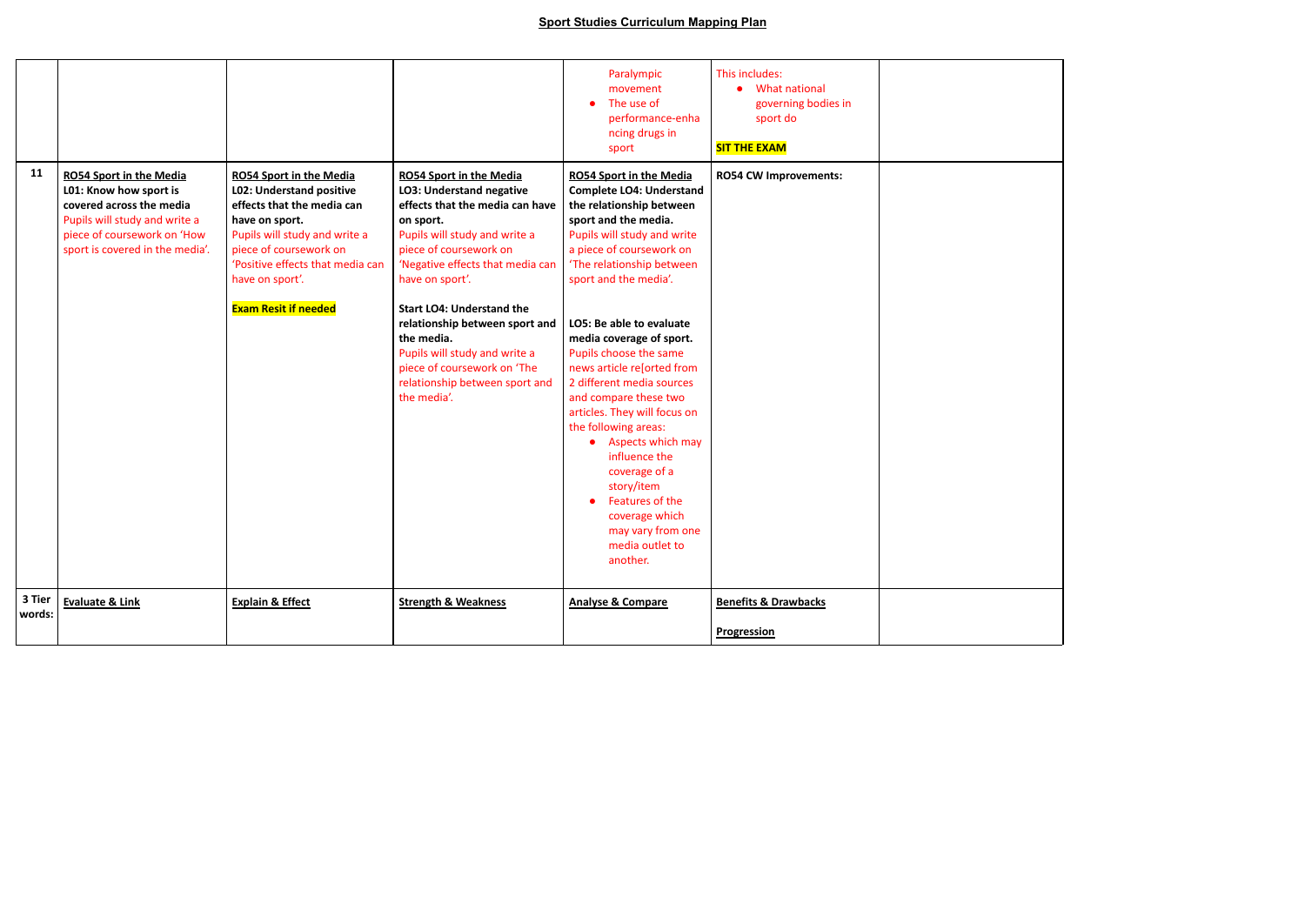## Sport Studies Curriculum Mapping Plan

| | | | | | | |
|---|---|---|---|---|---|---|
| | | | | Paralympic movement<br>• The use of performance-enhancing drugs in sport | This includes:<br>• What national governing bodies in sport do<br><br>**SIT THE EXAM** | |
| **11** | **RO54 Sport in the Media**<br>**L01: Know how sport is covered across the media**<br>Pupils will study and write a piece of coursework on 'How sport is covered in the media'. | **RO54 Sport in the Media**<br>**L02: Understand positive effects that the media can have on sport.**<br>Pupils will study and write a piece of coursework on 'Positive effects that media can have on sport'.<br><br>**Exam Resit if needed** | **RO54 Sport in the Media**<br>**LO3: Understand negative effects that the media can have on sport.**<br>Pupils will study and write a piece of coursework on 'Negative effects that media can have on sport'.<br><br>**Start LO4: Understand the relationship between sport and the media.**<br>Pupils will study and write a piece of coursework on 'The relationship between sport and the media'. | **RO54 Sport in the Media**<br>**Complete LO4: Understand the relationship between sport and the media.**<br>Pupils will study and write a piece of coursework on 'The relationship between sport and the media'.<br><br>**LO5: Be able to evaluate media coverage of sport.**<br>Pupils choose the same news article re[orted from 2 different media sources and compare these two articles. They will focus on the following areas:<br>• Aspects which may influence the coverage of a story/item<br>• Features of the coverage which may vary from one media outlet to another. | **RO54 CW Improvements:** | |
| **3 Tier words:** | **Evaluate & Link** | **Explain & Effect** | **Strength & Weakness** | **Analyse & Compare** | **Benefits & Drawbacks**<br><br>**Progression** | |